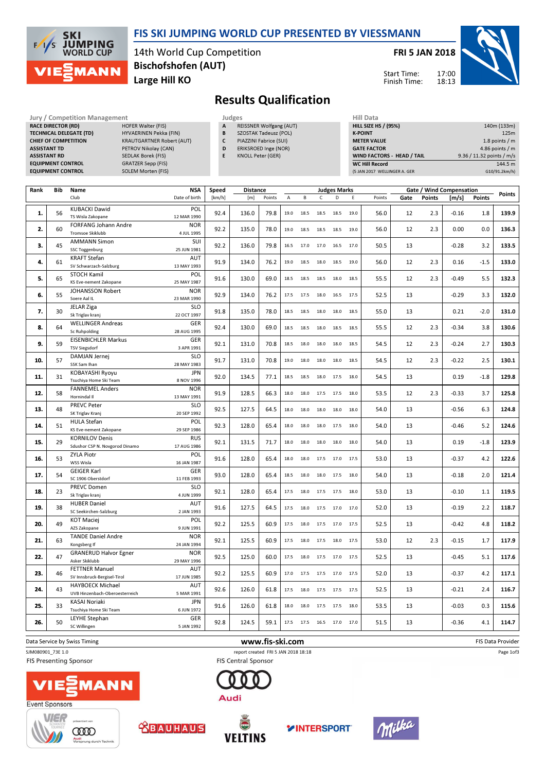# FIS SKI JUMPING WORLD CUP PRESENTED BY VIESSMANN

14th World Cup Competition
**Bischofshofen (AUT)**
**Large Hill KO**

**FRI 5 JAN 2018**

Start Time: 17:00
Finish Time: 18:13

## Results Qualification

| Jury / Competition Management | |
|---|---|
| **RACE DIRECTOR (RD)** | HOFER Walter (FIS) |
| **TECHNICAL DELEGATE (TD)** | HYVAERINEN Pekka (FIN) |
| **CHIEF OF COMPETITION** | KRAUTGARTNER Robert (AUT) |
| **ASSISTANT TD** | PETROV Nikolay (CAN) |
| **ASSISTANT RD** | SEDLAK Borek (FIS) |
| **EQUIPMENT CONTROL** | GRATZER Sepp (FIS) |
| **EQUIPMENT CONTROL** | SOLEM Morten (FIS) |

| Judges | |
|---|---|
| **A** | REISSNER Wolfgang (AUT) |
| **B** | SZOSTAK Tadeusz (POL) |
| **C** | PIAZZINI Fabrice (SUI) |
| **D** | ERIKSROED Inge (NOR) |
| **E** | KNOLL Peter (GER) |

| Hill Data | |
|---|---|
| **HILL SIZE HS / (95%)** | 140m (133m) |
| **K-POINT** | 125m |
| **METER VALUE** | 1.8 points / m |
| **GATE FACTOR** | 4.86 points / m |
| **WIND FACTORS - HEAD / TAIL** | 9.36 / 11.32 points / m/s |
| **WC Hill Record** | 144.5 m |
| (5 JAN 2017 WELLINGER A. GER | G10/91.2km/h) |

| Rank | Bib | Name / Club | NSA / Date of birth | Speed [km/h] | Distance [m] | Distance Points | A | B | C | D | E | Judges Points | Gate | Gate Points | Wind [m/s] | Wind Points | Points |
|---|---|---|---|---|---|---|---|---|---|---|---|---|---|---|---|---|---|
| 1. | 56 | KUBACKI Dawid / TS Wisla Zakopane | POL / 12 MAR 1990 | 92.4 | 136.0 | 79.8 | 19.0 | 18.5 | 18.5 | 18.5 | 19.0 | 56.0 | 12 | 2.3 | -0.16 | 1.8 | 139.9 |
| 2. | 60 | FORFANG Johann Andre / Tromsoe Skiklubb | NOR / 4 JUL 1995 | 92.2 | 135.0 | 78.0 | 19.0 | 18.5 | 18.5 | 18.5 | 19.0 | 56.0 | 12 | 2.3 | 0.00 | 0.0 | 136.3 |
| 3. | 45 | AMMANN Simon / SSC Toggenburg | SUI / 25 JUN 1981 | 92.2 | 136.0 | 79.8 | 16.5 | 17.0 | 17.0 | 16.5 | 17.0 | 50.5 | 13 | | -0.28 | 3.2 | 133.5 |
| 4. | 61 | KRAFT Stefan / SV Schwarzach-Salzburg | AUT / 13 MAY 1993 | 91.9 | 134.0 | 76.2 | 19.0 | 18.5 | 18.0 | 18.5 | 19.0 | 56.0 | 12 | 2.3 | 0.16 | -1.5 | 133.0 |
| 5. | 65 | STOCH Kamil / KS Eve-nement Zakopane | POL / 25 MAY 1987 | 91.6 | 130.0 | 69.0 | 18.5 | 18.5 | 18.5 | 18.0 | 18.5 | 55.5 | 12 | 2.3 | -0.49 | 5.5 | 132.3 |
| 6. | 55 | JOHANSSON Robert / Soere Aal IL | NOR / 23 MAR 1990 | 92.9 | 134.0 | 76.2 | 17.5 | 17.5 | 18.0 | 16.5 | 17.5 | 52.5 | 13 | | -0.29 | 3.3 | 132.0 |
| 7. | 30 | JELAR Ziga / Sk Triglav kranj | SLO / 22 OCT 1997 | 91.8 | 135.0 | 78.0 | 18.5 | 18.5 | 18.0 | 18.0 | 18.5 | 55.0 | 13 | | 0.21 | -2.0 | 131.0 |
| 8. | 64 | WELLINGER Andreas / Sc Ruhpolding | GER / 28 AUG 1995 | 92.4 | 130.0 | 69.0 | 18.5 | 18.5 | 18.0 | 18.5 | 18.5 | 55.5 | 12 | 2.3 | -0.34 | 3.8 | 130.6 |
| 9. | 59 | EISENBICHLER Markus / TSV Siegsdorf | GER / 3 APR 1991 | 92.1 | 131.0 | 70.8 | 18.5 | 18.0 | 18.0 | 18.0 | 18.5 | 54.5 | 12 | 2.3 | -0.24 | 2.7 | 130.3 |
| 10. | 57 | DAMJAN Jernej / SSK Sam Ihan | SLO / 28 MAY 1983 | 91.7 | 131.0 | 70.8 | 19.0 | 18.0 | 18.0 | 18.0 | 18.5 | 54.5 | 12 | 2.3 | -0.22 | 2.5 | 130.1 |
| 11. | 31 | KOBAYASHI Ryoyu / Tsuchiya Home Ski Team | JPN / 8 NOV 1996 | 92.0 | 134.5 | 77.1 | 18.5 | 18.5 | 18.0 | 17.5 | 18.0 | 54.5 | 13 | | 0.19 | -1.8 | 129.8 |
| 12. | 58 | FANNEMEL Anders / Hornindal Il | NOR / 13 MAY 1991 | 91.9 | 128.5 | 66.3 | 18.0 | 18.0 | 17.5 | 17.5 | 18.0 | 53.5 | 12 | 2.3 | -0.33 | 3.7 | 125.8 |
| 13. | 48 | PREVC Peter / SK Triglav Kranj | SLO / 20 SEP 1992 | 92.5 | 127.5 | 64.5 | 18.0 | 18.0 | 18.0 | 18.0 | 18.0 | 54.0 | 13 | | -0.56 | 6.3 | 124.8 |
| 14. | 51 | HULA Stefan / KS Eve-nement Zakopane | POL / 29 SEP 1986 | 92.3 | 128.0 | 65.4 | 18.0 | 18.0 | 18.0 | 17.5 | 18.0 | 54.0 | 13 | | -0.46 | 5.2 | 124.6 |
| 15. | 29 | KORNILOV Denis / Sdushor CSP N. Novgorod Dinamo | RUS / 17 AUG 1986 | 92.1 | 131.5 | 71.7 | 18.0 | 18.0 | 18.0 | 18.0 | 18.0 | 54.0 | 13 | | 0.19 | -1.8 | 123.9 |
| 16. | 53 | ZYLA Piotr / WSS Wisla | POL / 16 JAN 1987 | 91.6 | 128.0 | 65.4 | 18.0 | 18.0 | 17.5 | 17.0 | 17.5 | 53.0 | 13 | | -0.37 | 4.2 | 122.6 |
| 17. | 54 | GEIGER Karl / SC 1906 Oberstdorf | GER / 11 FEB 1993 | 93.0 | 128.0 | 65.4 | 18.5 | 18.0 | 18.0 | 17.5 | 18.0 | 54.0 | 13 | | -0.18 | 2.0 | 121.4 |
| 18. | 23 | PREVC Domen / Sk Triglav kranj | SLO / 4 JUN 1999 | 92.1 | 128.0 | 65.4 | 17.5 | 18.0 | 17.5 | 17.5 | 18.0 | 53.0 | 13 | | -0.10 | 1.1 | 119.5 |
| 19. | 38 | HUBER Daniel / SC Seekirchen-Salzburg | AUT / 2 JAN 1993 | 91.6 | 127.5 | 64.5 | 17.5 | 18.0 | 17.5 | 17.0 | 17.0 | 52.0 | 13 | | -0.19 | 2.2 | 118.7 |
| 20. | 49 | KOT Maciej / AZS Zakopane | POL / 9 JUN 1991 | 92.2 | 125.5 | 60.9 | 17.5 | 18.0 | 17.5 | 17.0 | 17.5 | 52.5 | 13 | | -0.42 | 4.8 | 118.2 |
| 21. | 63 | TANDE Daniel Andre / Kongsberg If | NOR / 24 JAN 1994 | 92.1 | 125.5 | 60.9 | 17.5 | 18.0 | 17.5 | 18.0 | 17.5 | 53.0 | 12 | 2.3 | -0.15 | 1.7 | 117.9 |
| 22. | 47 | GRANERUD Halvor Egner / Asker Skiklubb | NOR / 29 MAY 1996 | 92.5 | 125.0 | 60.0 | 17.5 | 18.0 | 17.5 | 17.0 | 17.5 | 52.5 | 13 | | -0.45 | 5.1 | 117.6 |
| 23. | 46 | FETTNER Manuel / SV Innsbruck-Bergisel-Tirol | AUT / 17 JUN 1985 | 92.2 | 125.5 | 60.9 | 17.0 | 17.5 | 17.5 | 17.0 | 17.5 | 52.0 | 13 | | -0.37 | 4.2 | 117.1 |
| 24. | 43 | HAYBOECK Michael / UVB Hinzenbach-Oberoesterreich | AUT / 5 MAR 1991 | 92.6 | 126.0 | 61.8 | 17.5 | 18.0 | 17.5 | 17.5 | 17.5 | 52.5 | 13 | | -0.21 | 2.4 | 116.7 |
| 25. | 33 | KASAI Noriaki / Tsuchiya Home Ski Team | JPN / 6 JUN 1972 | 91.6 | 126.0 | 61.8 | 18.0 | 18.0 | 17.5 | 17.5 | 18.0 | 53.5 | 13 | | -0.03 | 0.3 | 115.6 |
| 26. | 50 | LEYHE Stephan / SC Willingen | GER / 5 JAN 1992 | 92.8 | 124.5 | 59.1 | 17.5 | 17.5 | 16.5 | 17.0 | 17.0 | 51.5 | 13 | | -0.36 | 4.1 | 114.7 |

Data Service by Swiss Timing — www.fis-ski.com — FIS Data Provider

SJM080901_73E 1.0 — report created FRI 5 JAN 2018 18:18

FIS Presenting Sponsor: VIESSMANN — FIS Central Sponsor: Audi

Event Sponsors: BAUHAUS, VELTINS, INTERSPORT, Milka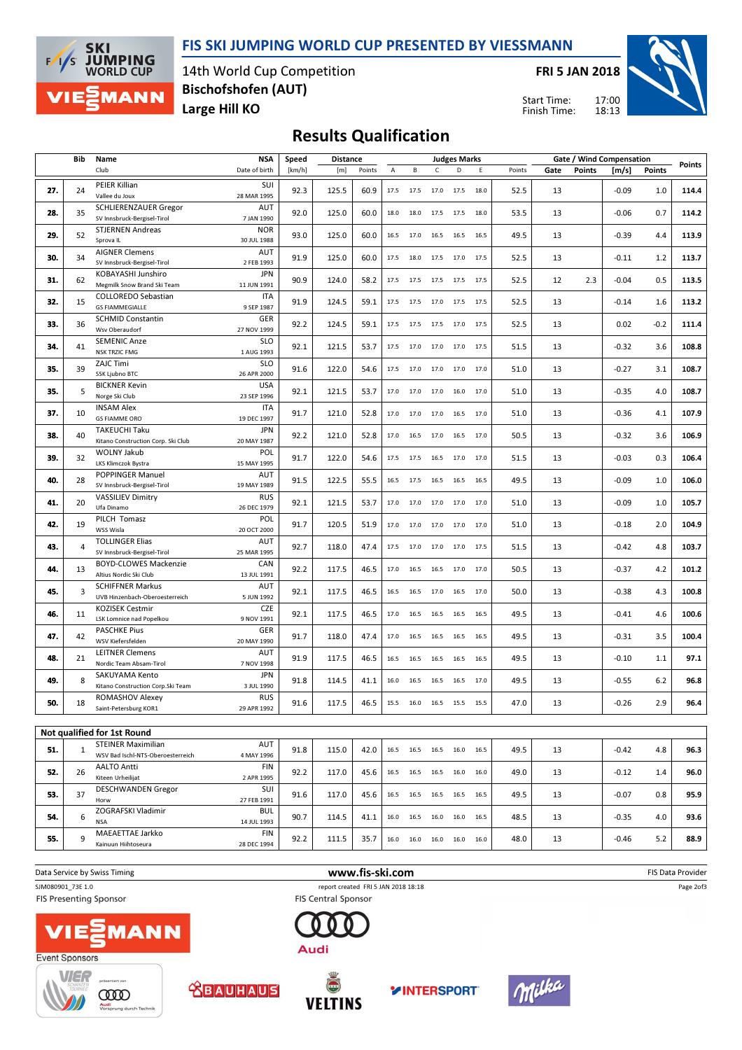# FIS SKI JUMPING WORLD CUP PRESENTED BY VIESSMANN

14th World Cup Competition
**Bischofshofen (AUT)**
**Large Hill KO**

**FRI 5 JAN 2018**

Start Time: 17:00
Finish Time: 18:13

## Results Qualification

| | Bib | Name / Club | NSA / Date of birth | Speed [km/h] | Distance [m] | Distance Points | A | B | C | D | E | Judges Points | Gate | Gate Points | Wind [m/s] | Wind Points | Points |
|---|---|---|---|---|---|---|---|---|---|---|---|---|---|---|---|---|---|
| **27.** | 24 | PEIER Killian / Vallee du Joux | SUI / 28 MAR 1995 | 92.3 | 125.5 | 60.9 | 17.5 | 17.5 | 17.0 | 17.5 | 18.0 | 52.5 | 13 | | -0.09 | 1.0 | **114.4** |
| **28.** | 35 | SCHLIERENZAUER Gregor / SV Innsbruck-Bergisel-Tirol | AUT / 7 JAN 1990 | 92.0 | 125.0 | 60.0 | 18.0 | 18.0 | 17.5 | 17.5 | 18.0 | 53.5 | 13 | | -0.06 | 0.7 | **114.2** |
| **29.** | 52 | STJERNEN Andreas / Sprova IL | NOR / 30 JUL 1988 | 93.0 | 125.0 | 60.0 | 16.5 | 17.0 | 16.5 | 16.5 | 16.5 | 49.5 | 13 | | -0.39 | 4.4 | **113.9** |
| **30.** | 34 | AIGNER Clemens / SV Innsbruck-Bergisel-Tirol | AUT / 2 FEB 1993 | 91.9 | 125.0 | 60.0 | 17.5 | 18.0 | 17.5 | 17.0 | 17.5 | 52.5 | 13 | | -0.11 | 1.2 | **113.7** |
| **31.** | 62 | KOBAYASHI Junshiro / Megmilk Snow Brand Ski Team | JPN / 11 JUN 1991 | 90.9 | 124.0 | 58.2 | 17.5 | 17.5 | 17.5 | 17.5 | 17.5 | 52.5 | 12 | 2.3 | -0.04 | 0.5 | **113.5** |
| **32.** | 15 | COLLOREDO Sebastian / GS FIAMMEGIALLE | ITA / 9 SEP 1987 | 91.9 | 124.5 | 59.1 | 17.5 | 17.5 | 17.0 | 17.5 | 17.5 | 52.5 | 13 | | -0.14 | 1.6 | **113.2** |
| **33.** | 36 | SCHMID Constantin / Wsv Oberaudorf | GER / 27 NOV 1999 | 92.2 | 124.5 | 59.1 | 17.5 | 17.5 | 17.5 | 17.0 | 17.5 | 52.5 | 13 | | 0.02 | -0.2 | **111.4** |
| **34.** | 41 | SEMENIC Anze / NSK TRZIC FMG | SLO / 1 AUG 1993 | 92.1 | 121.5 | 53.7 | 17.5 | 17.0 | 17.0 | 17.0 | 17.5 | 51.5 | 13 | | -0.32 | 3.6 | **108.8** |
| **35.** | 39 | ZAJC Timi / SSK Ljubno BTC | SLO / 26 APR 2000 | 91.6 | 122.0 | 54.6 | 17.5 | 17.0 | 17.0 | 17.0 | 17.0 | 51.0 | 13 | | -0.27 | 3.1 | **108.7** |
| **35.** | 5 | BICKNER Kevin / Norge Ski Club | USA / 23 SEP 1996 | 92.1 | 121.5 | 53.7 | 17.0 | 17.0 | 17.0 | 16.0 | 17.0 | 51.0 | 13 | | -0.35 | 4.0 | **108.7** |
| **37.** | 10 | INSAM Alex / GS FIAMME ORO | ITA / 19 DEC 1997 | 91.7 | 121.0 | 52.8 | 17.0 | 17.0 | 17.0 | 16.5 | 17.0 | 51.0 | 13 | | -0.36 | 4.1 | **107.9** |
| **38.** | 40 | TAKEUCHI Taku / Kitano Construction Corp. Ski Club | JPN / 20 MAY 1987 | 92.2 | 121.0 | 52.8 | 17.0 | 16.5 | 17.0 | 16.5 | 17.0 | 50.5 | 13 | | -0.32 | 3.6 | **106.9** |
| **39.** | 32 | WOLNY Jakub / LKS Klimczok Bystra | POL / 15 MAY 1995 | 91.7 | 122.0 | 54.6 | 17.5 | 17.5 | 16.5 | 17.0 | 17.0 | 51.5 | 13 | | -0.03 | 0.3 | **106.4** |
| **40.** | 28 | POPPINGER Manuel / SV Innsbruck-Bergisel-Tirol | AUT / 19 MAY 1989 | 91.5 | 122.5 | 55.5 | 16.5 | 17.5 | 16.5 | 16.5 | 16.5 | 49.5 | 13 | | -0.09 | 1.0 | **106.0** |
| **41.** | 20 | VASSILIEV Dimitry / Ufa Dinamo | RUS / 26 DEC 1979 | 92.1 | 121.5 | 53.7 | 17.0 | 17.0 | 17.0 | 17.0 | 17.0 | 51.0 | 13 | | -0.09 | 1.0 | **105.7** |
| **42.** | 19 | PILCH Tomasz / WSS Wisla | POL / 20 OCT 2000 | 91.7 | 120.5 | 51.9 | 17.0 | 17.0 | 17.0 | 17.0 | 17.0 | 51.0 | 13 | | -0.18 | 2.0 | **104.9** |
| **43.** | 4 | TOLLINGER Elias / SV Innsbruck-Bergisel-Tirol | AUT / 25 MAR 1995 | 92.7 | 118.0 | 47.4 | 17.5 | 17.0 | 17.0 | 17.0 | 17.5 | 51.5 | 13 | | -0.42 | 4.8 | **103.7** |
| **44.** | 13 | BOYD-CLOWES Mackenzie / Altius Nordic Ski Club | CAN / 13 JUL 1991 | 92.2 | 117.5 | 46.5 | 17.0 | 16.5 | 16.5 | 17.0 | 17.0 | 50.5 | 13 | | -0.37 | 4.2 | **101.2** |
| **45.** | 3 | SCHIFFNER Markus / UVB Hinzenbach-Oberoesterreich | AUT / 5 JUN 1992 | 92.1 | 117.5 | 46.5 | 16.5 | 16.5 | 17.0 | 16.5 | 17.0 | 50.0 | 13 | | -0.38 | 4.3 | **100.8** |
| **46.** | 11 | KOZISEK Cestmir / LSK Lomnice nad Popelkou | CZE / 9 NOV 1991 | 92.1 | 117.5 | 46.5 | 17.0 | 16.5 | 16.5 | 16.5 | 16.5 | 49.5 | 13 | | -0.41 | 4.6 | **100.6** |
| **47.** | 42 | PASCHKE Pius / WSV Kiefersfelden | GER / 20 MAY 1990 | 91.7 | 118.0 | 47.4 | 17.0 | 16.5 | 16.5 | 16.5 | 16.5 | 49.5 | 13 | | -0.31 | 3.5 | **100.4** |
| **48.** | 21 | LEITNER Clemens / Nordic Team Absam-Tirol | AUT / 7 NOV 1998 | 91.9 | 117.5 | 46.5 | 16.5 | 16.5 | 16.5 | 16.5 | 16.5 | 49.5 | 13 | | -0.10 | 1.1 | **97.1** |
| **49.** | 8 | SAKUYAMA Kento / Kitano Construction Corp.Ski Team | JPN / 3 JUL 1990 | 91.8 | 114.5 | 41.1 | 16.0 | 16.5 | 16.5 | 16.5 | 17.0 | 49.5 | 13 | | -0.55 | 6.2 | **96.8** |
| **50.** | 18 | ROMASHOV Alexey / Saint-Petersburg KOR1 | RUS / 29 APR 1992 | 91.6 | 117.5 | 46.5 | 15.5 | 16.0 | 16.5 | 15.5 | 15.5 | 47.0 | 13 | | -0.26 | 2.9 | **96.4** |

### Not qualified for 1st Round

| | Bib | Name / Club | NSA / Date of birth | Speed [km/h] | Distance [m] | Distance Points | A | B | C | D | E | Judges Points | Gate | Gate Points | Wind [m/s] | Wind Points | Points |
|---|---|---|---|---|---|---|---|---|---|---|---|---|---|---|---|---|---|
| **51.** | 1 | STEINER Maximilian / WSV Bad Ischl-NTS-Oberoesterreich | AUT / 4 MAY 1996 | 91.8 | 115.0 | 42.0 | 16.5 | 16.5 | 16.5 | 16.0 | 16.5 | 49.5 | 13 | | -0.42 | 4.8 | **96.3** |
| **52.** | 26 | AALTO Antti / Kiteen Urheilijat | FIN / 2 APR 1995 | 92.2 | 117.0 | 45.6 | 16.5 | 16.5 | 16.5 | 16.0 | 16.0 | 49.0 | 13 | | -0.12 | 1.4 | **96.0** |
| **53.** | 37 | DESCHWANDEN Gregor / Horw | SUI / 27 FEB 1991 | 91.6 | 117.0 | 45.6 | 16.5 | 16.5 | 16.5 | 16.5 | 16.5 | 49.5 | 13 | | -0.07 | 0.8 | **95.9** |
| **54.** | 6 | ZOGRAFSKI Vladimir / NSA | BUL / 14 JUL 1993 | 90.7 | 114.5 | 41.1 | 16.0 | 16.5 | 16.0 | 16.0 | 16.5 | 48.5 | 13 | | -0.35 | 4.0 | **93.6** |
| **55.** | 9 | MAEAETTAE Jarkko / Kainuun Hiihtoseura | FIN / 28 DEC 1994 | 92.2 | 111.5 | 35.7 | 16.0 | 16.0 | 16.0 | 16.0 | 16.0 | 48.0 | 13 | | -0.46 | 5.2 | **88.9** |

Data Service by Swiss Timing — www.fis-ski.com — FIS Data Provider

SJM080901_73E 1.0 — report created FRI 5 JAN 2018 18:18

FIS Presenting Sponsor: VIESSMANN — FIS Central Sponsor: Audi

Event Sponsors: VIER SCHANZEN TOURNEE, BAUHAUS, VELTINS, INTERSPORT, Milka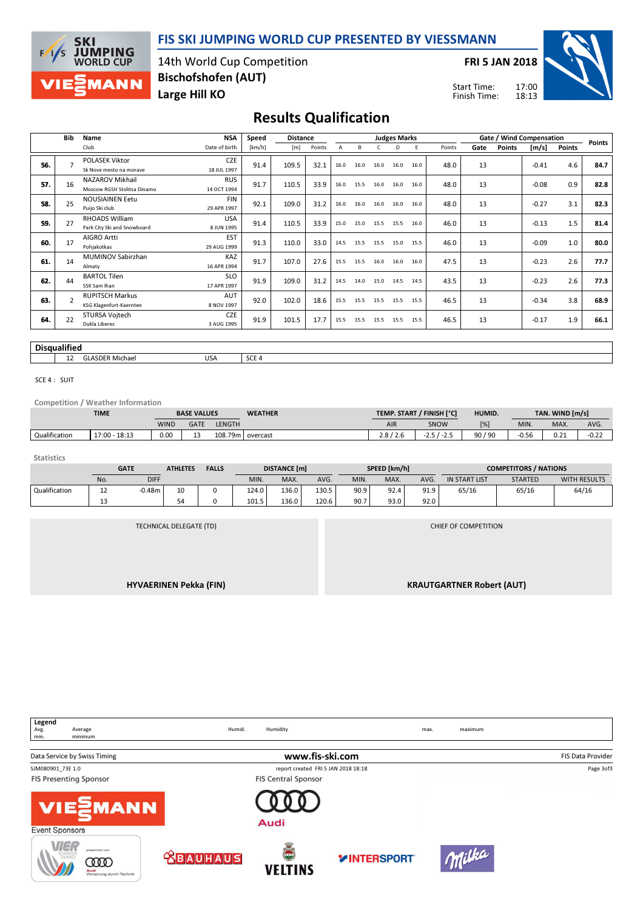# FIS SKI JUMPING WORLD CUP PRESENTED BY VIESSMANN

14th World Cup Competition
**Bischofshofen (AUT)**
**Large Hill KO**

**FRI 5 JAN 2018**

Start Time: 17:00
Finish Time: 18:13

## Results Qualification

| | Bib | Name / Club | NSA / Date of birth | Speed [km/h] | Distance [m] | Distance Points | A | B | C | D | E | Judges Points | Gate | Gate Points | Wind [m/s] | Wind Points | Points |
|---|---|---|---|---|---|---|---|---|---|---|---|---|---|---|---|---|---|
| **56.** | 7 | POLASEK Viktor<br>Sk Nove mesto na morave | CZE<br>18 JUL 1997 | 91.4 | 109.5 | 32.1 | 16.0 | 16.0 | 16.0 | 16.0 | 16.0 | 48.0 | 13 | | -0.41 | 4.6 | **84.7** |
| **57.** | 16 | NAZAROV Mikhail<br>Moscow RGSH Stolitsa Dinamo | RUS<br>14 OCT 1994 | 91.7 | 110.5 | 33.9 | 16.0 | 15.5 | 16.0 | 16.0 | 16.0 | 48.0 | 13 | | -0.08 | 0.9 | **82.8** |
| **58.** | 25 | NOUSIAINEN Eetu<br>Puijo Ski club | FIN<br>29 APR 1997 | 92.1 | 109.0 | 31.2 | 16.0 | 16.0 | 16.0 | 16.0 | 16.0 | 48.0 | 13 | | -0.27 | 3.1 | **82.3** |
| **59.** | 27 | RHOADS William<br>Park City Ski and Snowboard | USA<br>8 JUN 1995 | 91.4 | 110.5 | 33.9 | 15.0 | 15.0 | 15.5 | 15.5 | 16.0 | 46.0 | 13 | | -0.13 | 1.5 | **81.4** |
| **60.** | 17 | AIGRO Artti<br>Pohjakotkas | EST<br>29 AUG 1999 | 91.3 | 110.0 | 33.0 | 14.5 | 15.5 | 15.5 | 15.0 | 15.5 | 46.0 | 13 | | -0.09 | 1.0 | **80.0** |
| **61.** | 14 | MUMINOV Sabirzhan<br>Almaty | KAZ<br>16 APR 1994 | 91.7 | 107.0 | 27.6 | 15.5 | 15.5 | 16.0 | 16.0 | 16.0 | 47.5 | 13 | | -0.23 | 2.6 | **77.7** |
| **62.** | 44 | BARTOL Tilen<br>SSK Sam Ihan | SLO<br>17 APR 1997 | 91.9 | 109.0 | 31.2 | 14.5 | 14.0 | 15.0 | 14.5 | 14.5 | 43.5 | 13 | | -0.23 | 2.6 | **77.3** |
| **63.** | 2 | RUPITSCH Markus<br>KSG Klagenfurt-Kaernten | AUT<br>8 NOV 1997 | 92.0 | 102.0 | 18.6 | 15.5 | 15.5 | 15.5 | 15.5 | 15.5 | 46.5 | 13 | | -0.34 | 3.8 | **68.9** |
| **64.** | 22 | STURSA Vojtech<br>Dukla Liberec | CZE<br>3 AUG 1995 | 91.9 | 101.5 | 17.7 | 15.5 | 15.5 | 15.5 | 15.5 | 15.5 | 46.5 | 13 | | -0.17 | 1.9 | **66.1** |

**Disqualified**

| | Bib | Name | NSA | Reason |
|---|---|---|---|---|
| | 12 | GLASDER Michael | USA | SCE 4 |

SCE 4 : SUIT

### Competition / Weather Information

| | TIME | BASE VALUES WIND | GATE | LENGTH | WEATHER | TEMP. START / FINISH [°C] AIR | SNOW | HUMID. [%] | TAN. WIND [m/s] MIN. | MAX. | AVG. |
|---|---|---|---|---|---|---|---|---|---|---|---|
| Qualification | 17:00 - 18:13 | 0.00 | 13 | 108.79m | overcast | 2.8 / 2.6 | -2.5 / -2.5 | 90 / 90 | -0.56 | 0.21 | -0.22 |

### Statistics

| | GATE No. | DIFF | ATHLETES | FALLS | DISTANCE [m] MIN. | MAX. | AVG. | SPEED [km/h] MIN. | MAX. | AVG. | IN START LIST | STARTED | WITH RESULTS |
|---|---|---|---|---|---|---|---|---|---|---|---|---|---|
| Qualification | 12 | -0.48m | 10 | 0 | 124.0 | 136.0 | 130.5 | 90.9 | 92.4 | 91.9 | 65/16 | 65/16 | 64/16 |
| | 13 | | 54 | 0 | 101.5 | 136.0 | 120.6 | 90.7 | 93.0 | 92.0 | | | |

TECHNICAL DELEGATE (TD): **HYVAERINEN Pekka (FIN)**

CHIEF OF COMPETITION: **KRAUTGARTNER Robert (AUT)**

**Legend**
Avg. Average
min. minimum
Humid. Humidity
max. maximum

Data Service by Swiss Timing — www.fis-ski.com — FIS Data Provider

SJM080901_73E 1.0 — report created FRI 5 JAN 2018 18:18

FIS Presenting Sponsor: VIESSMANN
FIS Central Sponsor: Audi
Event Sponsors: Vierschanzentournee, BAUHAUS, VELTINS, INTERSPORT, Milka